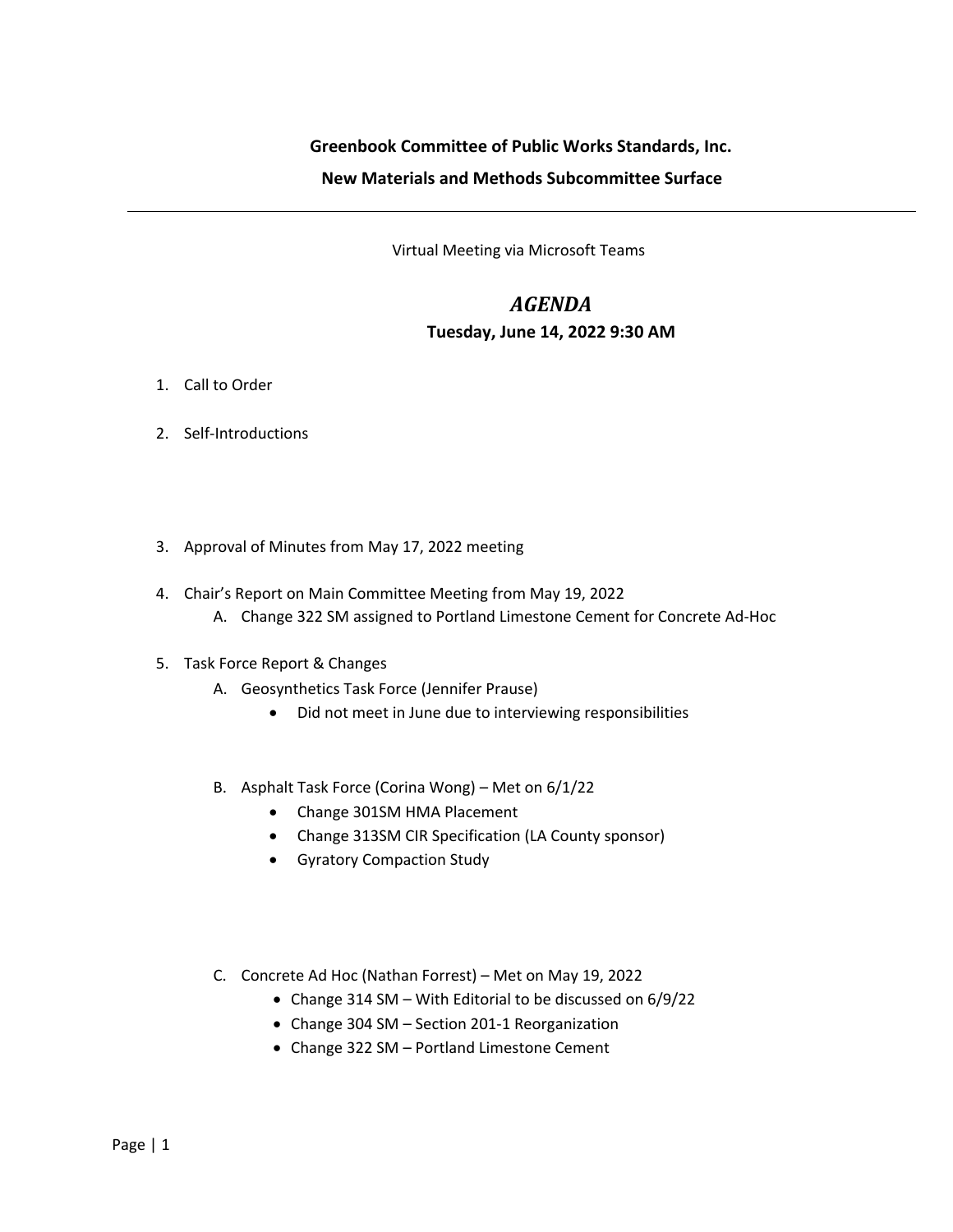**Greenbook Committee of Public Works Standards, Inc.**

**New Materials and Methods Subcommittee Surface**

---

Virtual Meeting via Microsoft Teams

# *AGENDA*

**Tuesday, June 14, 2022 9:30 AM**

1. Call to Order

2. Self-Introductions

3. Approval of Minutes from May 17, 2022 meeting

4. Chair's Report on Main Committee Meeting from May 19, 2022
   A. Change 322 SM assigned to Portland Limestone Cement for Concrete Ad-Hoc

5. Task Force Report & Changes
   A. Geosynthetics Task Force (Jennifer Prause)
      - Did not meet in June due to interviewing responsibilities

   B. Asphalt Task Force (Corina Wong) – Met on 6/1/22
      - Change 301SM HMA Placement
      - Change 313SM CIR Specification (LA County sponsor)
      - Gyratory Compaction Study

   C. Concrete Ad Hoc (Nathan Forrest) – Met on May 19, 2022
      - Change 314 SM – With Editorial to be discussed on 6/9/22
      - Change 304 SM – Section 201-1 Reorganization
      - Change 322 SM – Portland Limestone Cement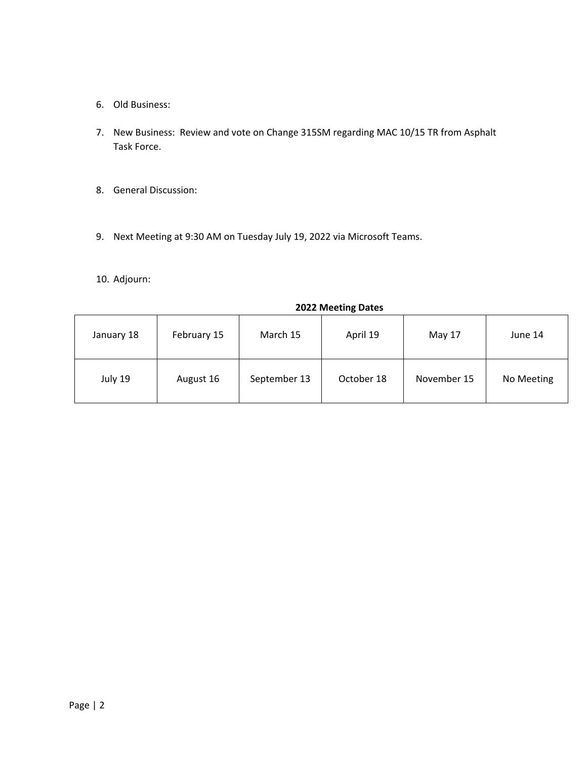6. Old Business:

7. New Business: Review and vote on Change 315SM regarding MAC 10/15 TR from Asphalt Task Force.

8. General Discussion:

9. Next Meeting at 9:30 AM on Tuesday July 19, 2022 via Microsoft Teams.

10. Adjourn:

**2022 Meeting Dates**

| | | | | | |
|---|---|---|---|---|---|
| January 18 | February 15 | March 15 | April 19 | May 17 | June 14 |
| July 19 | August 16 | September 13 | October 18 | November 15 | No Meeting |